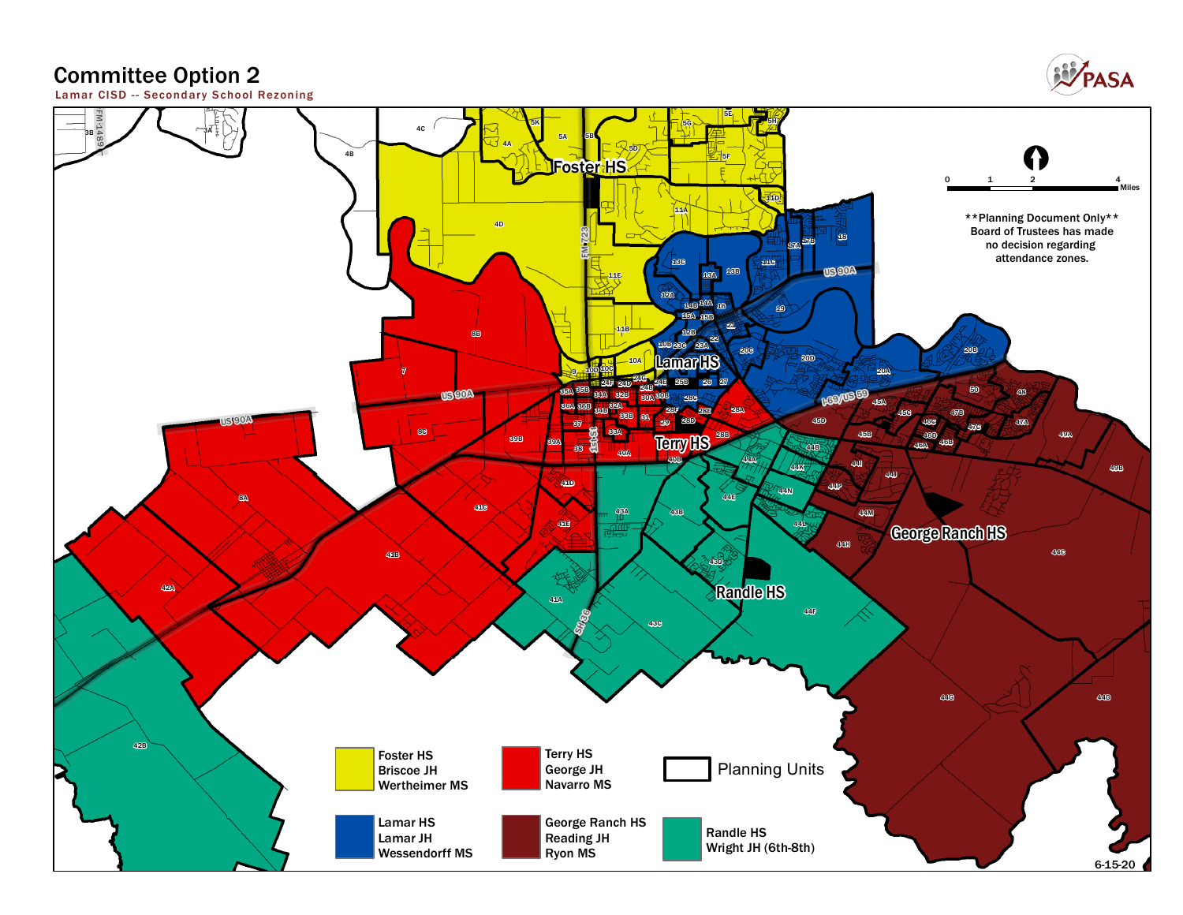# Committee Option 2

Lamar CISD -- Secondary School Rezoning

PASA

**Planning Document Only**
Board of Trustees has made
no decision regarding
attendance zones.

| Color | Schools |
|---|---|
| Yellow | Foster HS, Briscoe JH, Wertheimer MS |
| Red | Terry HS, George JH, Navarro MS |
| Blue | Lamar HS, Lamar JH, Wessendorff MS |
| Dark red | George Ranch HS, Reading JH, Ryon MS |
| Green | Randle HS, Wright JH (6th-8th) |

Planning Units

6-15-20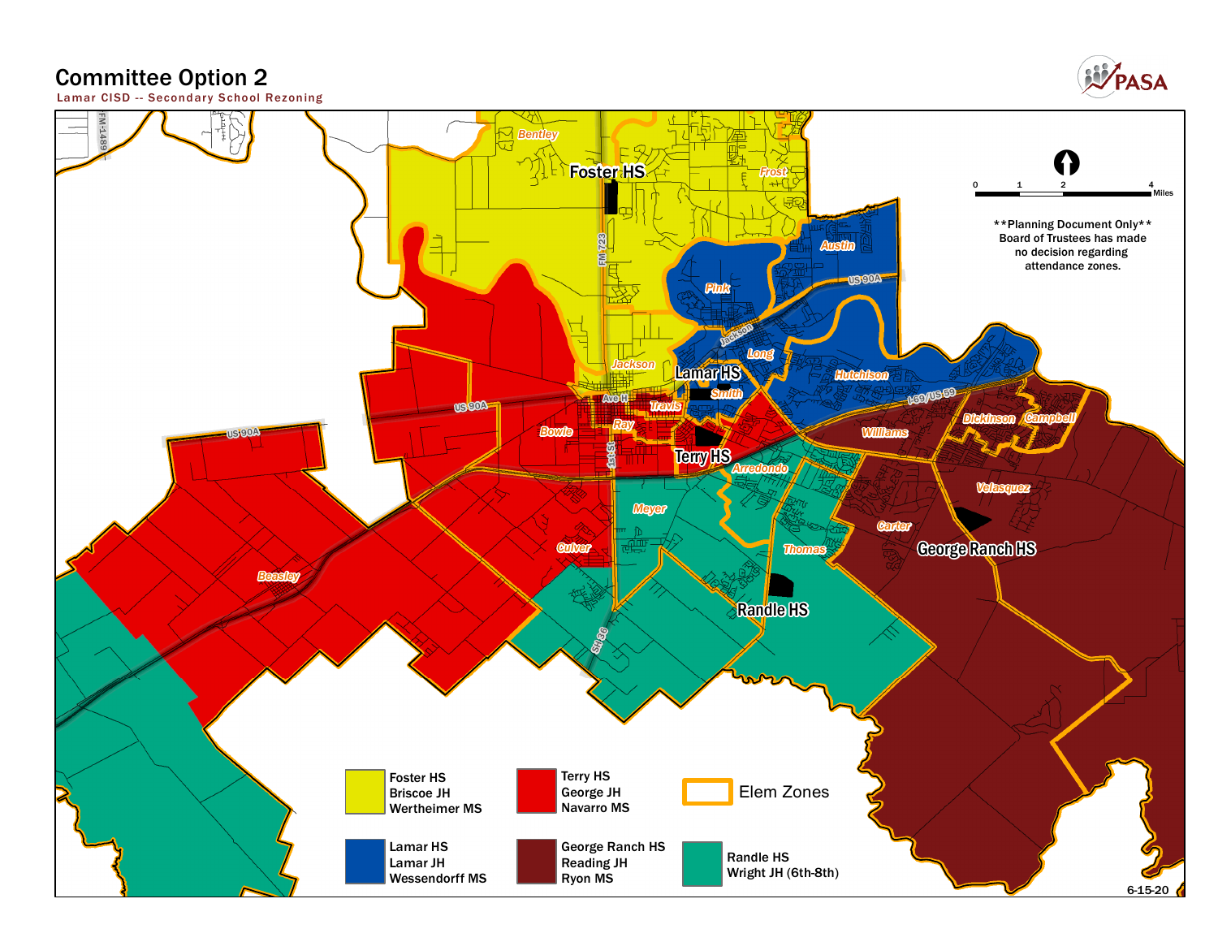# Committee Option 2

Lamar CISD -- Secondary School Rezoning

**Planning Document Only**
Board of Trustees has made no decision regarding attendance zones.

| Color | Schools |
| --- | --- |
| Yellow | Foster HS, Briscoe JH, Wertheimer MS |
| Blue | Lamar HS, Lamar JH, Wessendorff MS |
| Red | Terry HS, George JH, Navarro MS |
| Dark Red | George Ranch HS, Reading JH, Ryon MS |
| Teal | Randle HS, Wright JH (6th-8th) |
| Orange outline | Elem Zones |

Foster HS, Lamar HS, Terry HS, George Ranch HS, Randle HS

Bentley, Frost, Austin, Pink, Long, Jackson, Smith, Travis, Ray, Bowie, Hutchison, Williams, Dickinson, Campbell, Velasquez, Carter, Arredondo, Meyer, Thomas, Culver, Beasley

FM 1489, FM 723, US 90A, Jackson, Ave H, 1st St, I-69/US 59, SH 36

0 1 2 4 Miles

6-15-20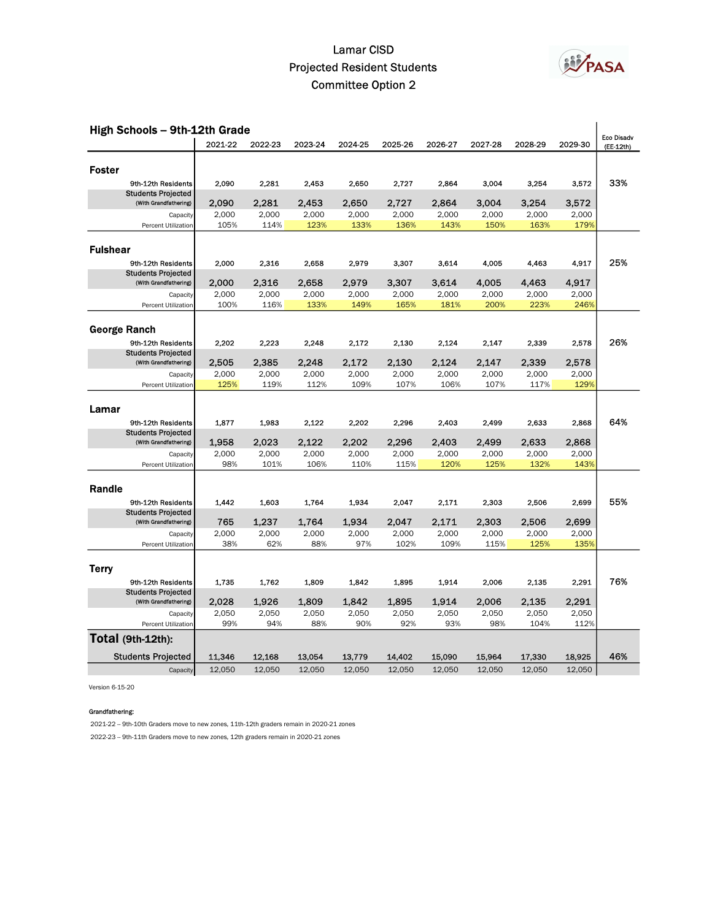# Lamar CISD
## Projected Resident Students
## Committee Option 2

### High Schools – 9th-12th Grade

| | 2021-22 | 2022-23 | 2023-24 | 2024-25 | 2025-26 | 2026-27 | 2027-28 | 2028-29 | 2029-30 | Eco Disadv (EE-12th) |
|---|---|---|---|---|---|---|---|---|---|---|
| **Foster** | | | | | | | | | | |
| 9th-12th Residents | 2,090 | 2,281 | 2,453 | 2,650 | 2,727 | 2,864 | 3,004 | 3,254 | 3,572 | 33% |
| Students Projected (With Grandfathering) | 2,090 | 2,281 | 2,453 | 2,650 | 2,727 | 2,864 | 3,004 | 3,254 | 3,572 | |
| Capacity | 2,000 | 2,000 | 2,000 | 2,000 | 2,000 | 2,000 | 2,000 | 2,000 | 2,000 | |
| Percent Utilization | 105% | 114% | 123% | 133% | 136% | 143% | 150% | 163% | 179% | |
| **Fulshear** | | | | | | | | | | |
| 9th-12th Residents | 2,000 | 2,316 | 2,658 | 2,979 | 3,307 | 3,614 | 4,005 | 4,463 | 4,917 | 25% |
| Students Projected (With Grandfathering) | 2,000 | 2,316 | 2,658 | 2,979 | 3,307 | 3,614 | 4,005 | 4,463 | 4,917 | |
| Capacity | 2,000 | 2,000 | 2,000 | 2,000 | 2,000 | 2,000 | 2,000 | 2,000 | 2,000 | |
| Percent Utilization | 100% | 116% | 133% | 149% | 165% | 181% | 200% | 223% | 246% | |
| **George Ranch** | | | | | | | | | | |
| 9th-12th Residents | 2,202 | 2,223 | 2,248 | 2,172 | 2,130 | 2,124 | 2,147 | 2,339 | 2,578 | 26% |
| Students Projected (With Grandfathering) | 2,505 | 2,385 | 2,248 | 2,172 | 2,130 | 2,124 | 2,147 | 2,339 | 2,578 | |
| Capacity | 2,000 | 2,000 | 2,000 | 2,000 | 2,000 | 2,000 | 2,000 | 2,000 | 2,000 | |
| Percent Utilization | 125% | 119% | 112% | 109% | 107% | 106% | 107% | 117% | 129% | |
| **Lamar** | | | | | | | | | | |
| 9th-12th Residents | 1,877 | 1,983 | 2,122 | 2,202 | 2,296 | 2,403 | 2,499 | 2,633 | 2,868 | 64% |
| Students Projected (With Grandfathering) | 1,958 | 2,023 | 2,122 | 2,202 | 2,296 | 2,403 | 2,499 | 2,633 | 2,868 | |
| Capacity | 2,000 | 2,000 | 2,000 | 2,000 | 2,000 | 2,000 | 2,000 | 2,000 | 2,000 | |
| Percent Utilization | 98% | 101% | 106% | 110% | 115% | 120% | 125% | 132% | 143% | |
| **Randle** | | | | | | | | | | |
| 9th-12th Residents | 1,442 | 1,603 | 1,764 | 1,934 | 2,047 | 2,171 | 2,303 | 2,506 | 2,699 | 55% |
| Students Projected (With Grandfathering) | 765 | 1,237 | 1,764 | 1,934 | 2,047 | 2,171 | 2,303 | 2,506 | 2,699 | |
| Capacity | 2,000 | 2,000 | 2,000 | 2,000 | 2,000 | 2,000 | 2,000 | 2,000 | 2,000 | |
| Percent Utilization | 38% | 62% | 88% | 97% | 102% | 109% | 115% | 125% | 135% | |
| **Terry** | | | | | | | | | | |
| 9th-12th Residents | 1,735 | 1,762 | 1,809 | 1,842 | 1,895 | 1,914 | 2,006 | 2,135 | 2,291 | 76% |
| Students Projected (With Grandfathering) | 2,028 | 1,926 | 1,809 | 1,842 | 1,895 | 1,914 | 2,006 | 2,135 | 2,291 | |
| Capacity | 2,050 | 2,050 | 2,050 | 2,050 | 2,050 | 2,050 | 2,050 | 2,050 | 2,050 | |
| Percent Utilization | 99% | 94% | 88% | 90% | 92% | 93% | 98% | 104% | 112% | |
| **Total (9th-12th):** | | | | | | | | | | |
| Students Projected | 11,346 | 12,168 | 13,054 | 13,779 | 14,402 | 15,090 | 15,964 | 17,330 | 18,925 | 46% |
| Capacity | 12,050 | 12,050 | 12,050 | 12,050 | 12,050 | 12,050 | 12,050 | 12,050 | 12,050 | |

Version 6-15-20

Grandfathering:

2021-22 – 9th-10th Graders move to new zones, 11th-12th graders remain in 2020-21 zones

2022-23 – 9th-11th Graders move to new zones, 12th graders remain in 2020-21 zones